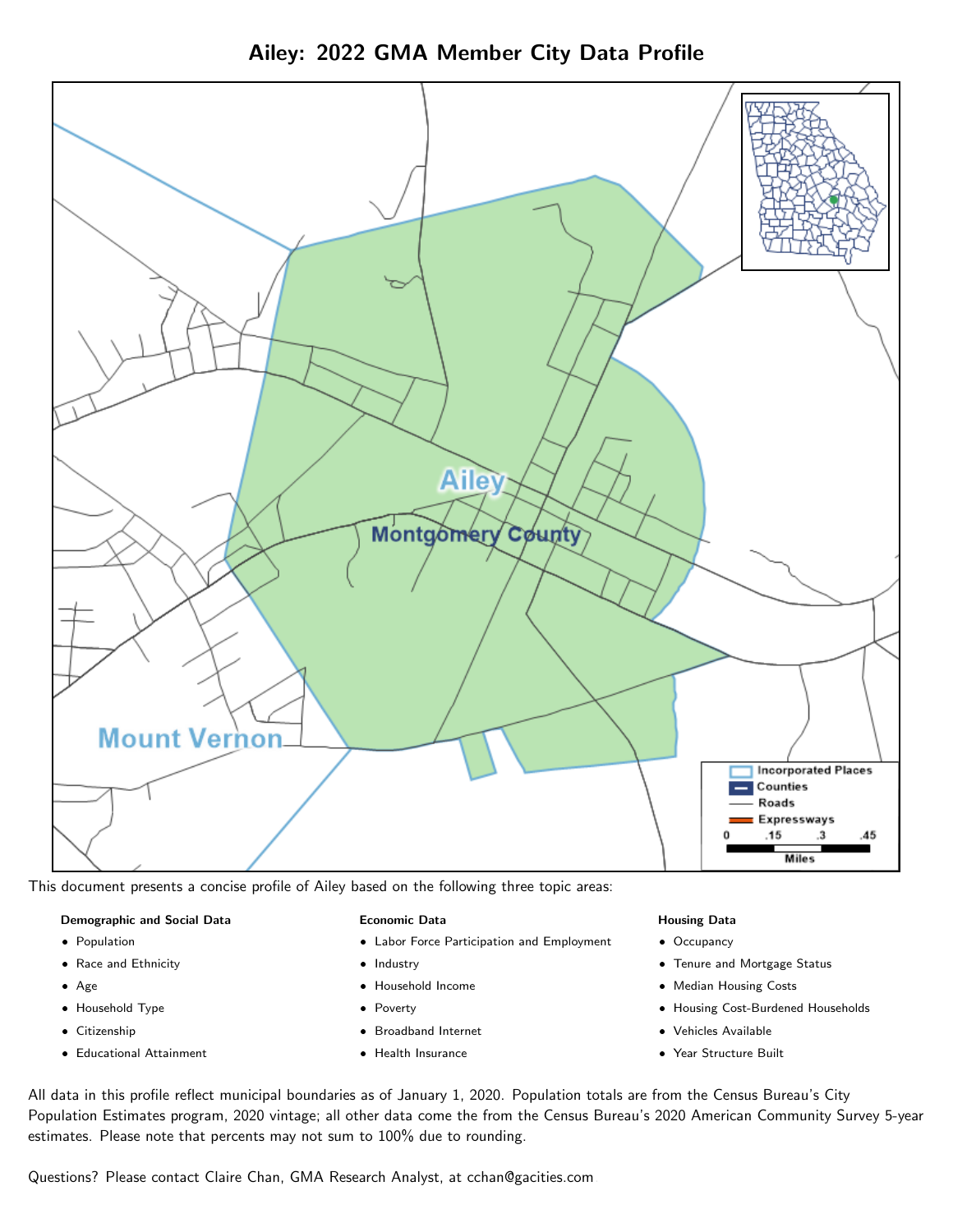# Ailey: 2022 GMA Member City Data Profile

This document presents a concise profile of Ailey based on the following three topic areas:

**Demographic and Social Data**

- Population
- Race and Ethnicity
- Age
- Household Type
- Citizenship
- Educational Attainment

**Economic Data**

- Labor Force Participation and Employment
- Industry
- Household Income
- Poverty
- Broadband Internet
- Health Insurance

**Housing Data**

- Occupancy
- Tenure and Mortgage Status
- Median Housing Costs
- Housing Cost-Burdened Households
- Vehicles Available
- Year Structure Built

All data in this profile reflect municipal boundaries as of January 1, 2020. Population totals are from the Census Bureau's City Population Estimates program, 2020 vintage; all other data come the from the Census Bureau's 2020 American Community Survey 5-year estimates. Please note that percents may not sum to 100% due to rounding.

Questions? Please contact Claire Chan, GMA Research Analyst, at cchan@gacities.com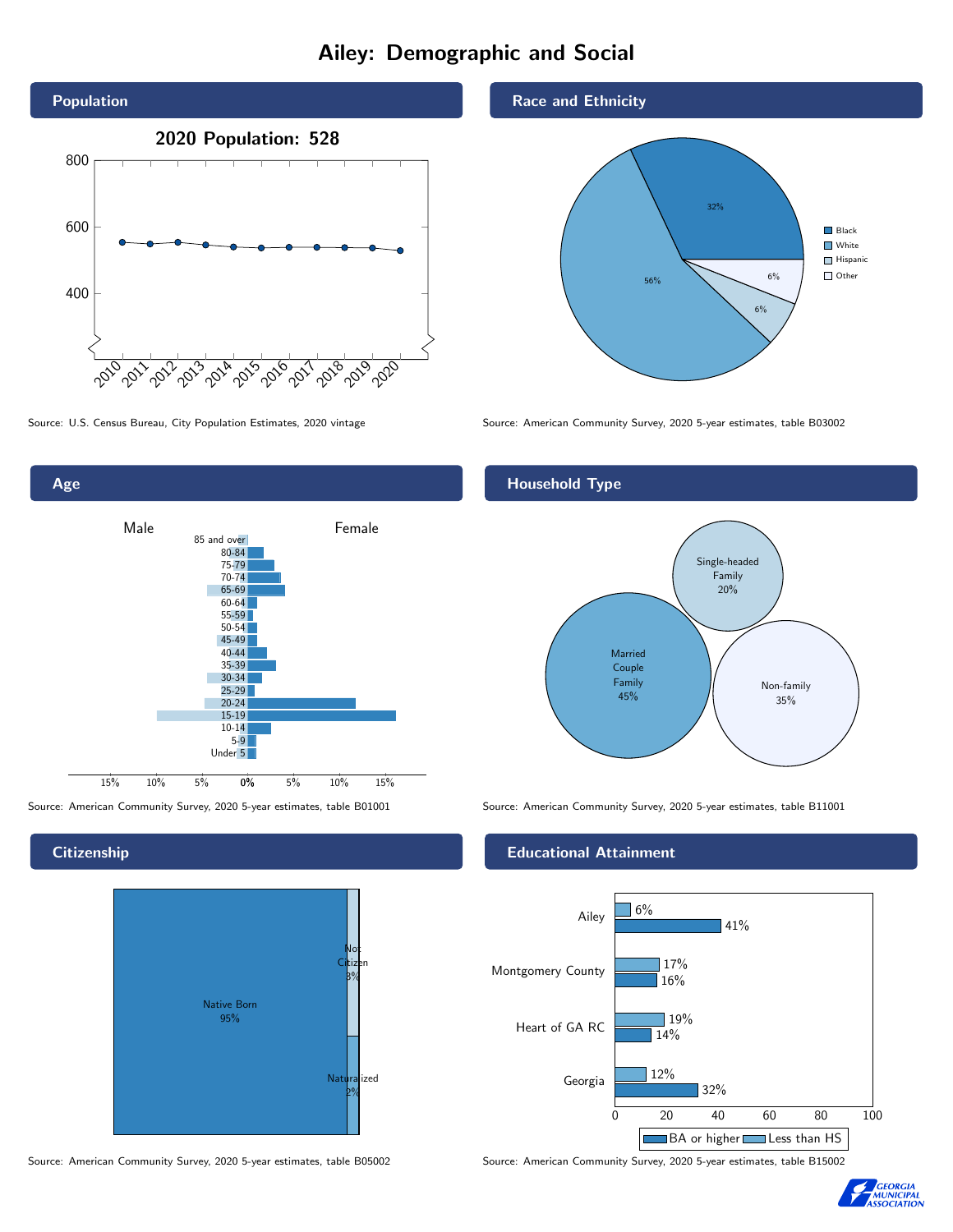# Ailey: Demographic and Social

## Population

2020 Population: 528

Source: U.S. Census Bureau, City Population Estimates, 2020 vintage

## Race and Ethnicity

| Race/Ethnicity | Percent |
| --- | --- |
| Black | 32% |
| White | 56% |
| Hispanic | 6% |
| Other | 6% |

Source: American Community Survey, 2020 5-year estimates, table B03002

## Age

Source: American Community Survey, 2020 5-year estimates, table B01001

## Household Type

| Household Type | Percent |
| --- | --- |
| Married Couple Family | 45% |
| Single-headed Family | 20% |
| Non-family | 35% |

Source: American Community Survey, 2020 5-year estimates, table B11001

## Citizenship

| Citizenship | Percent |
| --- | --- |
| Native Born | 95% |
| Not Citizen | 3% |
| Naturalized | 2% |

Source: American Community Survey, 2020 5-year estimates, table B05002

## Educational Attainment

| Area | Less than HS | BA or higher |
| --- | --- | --- |
| Ailey | 6% | 41% |
| Montgomery County | 17% | 16% |
| Heart of GA RC | 19% | 14% |
| Georgia | 12% | 32% |

Source: American Community Survey, 2020 5-year estimates, table B15002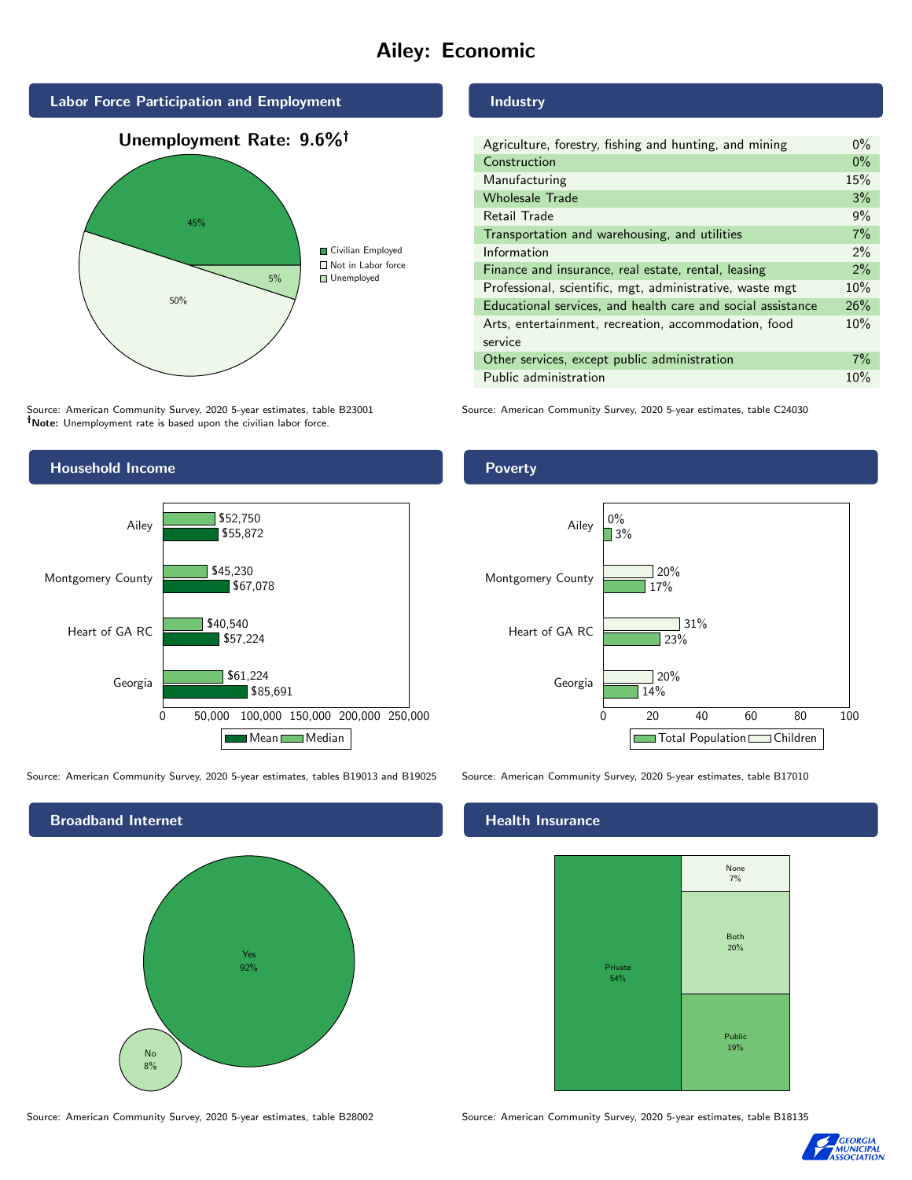# Ailey: Economic

## Labor Force Participation and Employment

**Unemployment Rate: 9.6%†**

| Category | Percent |
|---|---|
| Civilian Employed | 45% |
| Not in Labor force | 50% |
| Unemployed | 5% |

Source: American Community Survey, 2020 5-year estimates, table B23001
**†Note:** Unemployment rate is based upon the civilian labor force.

## Industry

| Industry | Percent |
|---|---|
| Agriculture, forestry, fishing and hunting, and mining | 0% |
| Construction | 0% |
| Manufacturing | 15% |
| Wholesale Trade | 3% |
| Retail Trade | 9% |
| Transportation and warehousing, and utilities | 7% |
| Information | 2% |
| Finance and insurance, real estate, rental, leasing | 2% |
| Professional, scientific, mgt, administrative, waste mgt | 10% |
| Educational services, and health care and social assistance | 26% |
| Arts, entertainment, recreation, accommodation, food service | 10% |
| Other services, except public administration | 7% |
| Public administration | 10% |

Source: American Community Survey, 2020 5-year estimates, table C24030

## Household Income

| Area | Median | Mean |
|---|---|---|
| Ailey | $52,750 | $55,872 |
| Montgomery County | $45,230 | $67,078 |
| Heart of GA RC | $40,540 | $57,224 |
| Georgia | $61,224 | $85,691 |

Source: American Community Survey, 2020 5-year estimates, tables B19013 and B19025

## Poverty

| Area | Children | Total Population |
|---|---|---|
| Ailey | 0% | 3% |
| Montgomery County | 20% | 17% |
| Heart of GA RC | 31% | 23% |
| Georgia | 20% | 14% |

Source: American Community Survey, 2020 5-year estimates, table B17010

## Broadband Internet

| Response | Percent |
|---|---|
| Yes | 92% |
| No | 8% |

Source: American Community Survey, 2020 5-year estimates, table B28002

## Health Insurance

| Type | Percent |
|---|---|
| Private | 54% |
| None | 7% |
| Both | 20% |
| Public | 19% |

Source: American Community Survey, 2020 5-year estimates, table B18135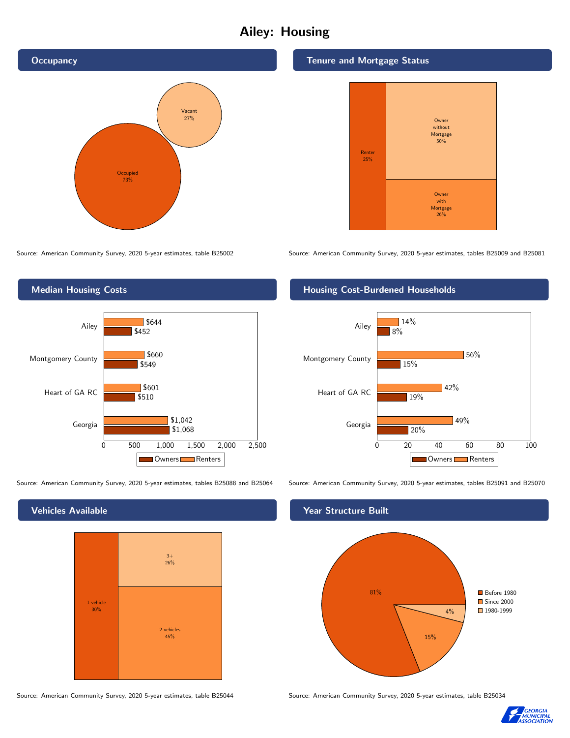# Ailey: Housing

## Occupancy

Vacant
27%

Occupied
73%

Source: American Community Survey, 2020 5-year estimates, table B25002

## Tenure and Mortgage Status

Renter
25%

Owner
without
Mortgage
50%

Owner
with
Mortgage
26%

Source: American Community Survey, 2020 5-year estimates, tables B25009 and B25081

## Median Housing Costs

Ailey
$644
$452

Montgomery County
$660
$549

Heart of GA RC
$601
$510

Georgia
$1,042
$1,068

0
500
1,000
1,500
2,000
2,500

Owners
Renters

Source: American Community Survey, 2020 5-year estimates, tables B25088 and B25064

## Housing Cost-Burdened Households

Ailey
14%
8%

Montgomery County
56%
15%

Heart of GA RC
42%
19%

Georgia
49%
20%

0
20
40
60
80
100

Owners
Renters

Source: American Community Survey, 2020 5-year estimates, tables B25091 and B25070

## Vehicles Available

1 vehicle
30%

3+
26%

2 vehicles
45%

Source: American Community Survey, 2020 5-year estimates, table B25044

## Year Structure Built

81%

15%

4%

Before 1980
Since 2000
1980-1999

Source: American Community Survey, 2020 5-year estimates, table B25034